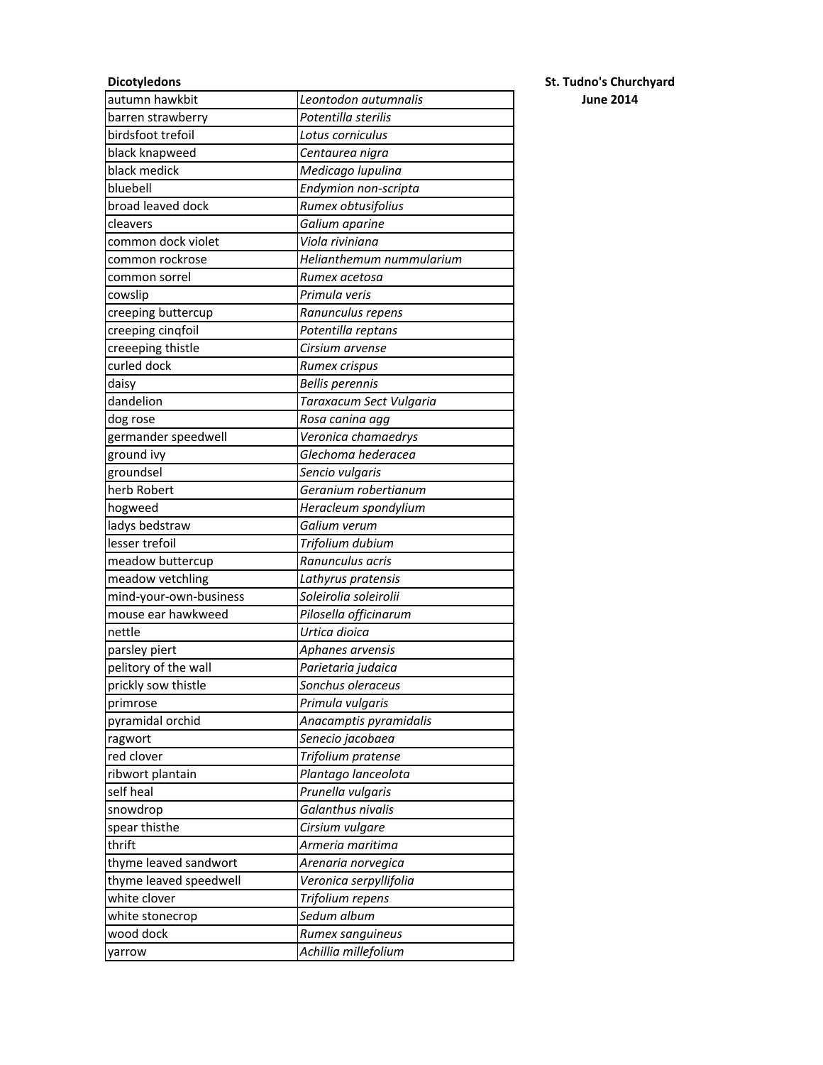**St. Tudno's Churchyard**
**June 2014**

**Dicotyledons**

| | |
|---|---|
| autumn hawkbit | *Leontodon autumnalis* |
| barren strawberry | *Potentilla sterilis* |
| birdsfoot trefoil | *Lotus corniculus* |
| black knapweed | *Centaurea nigra* |
| black medick | *Medicago lupulina* |
| bluebell | *Endymion non-scripta* |
| broad leaved dock | *Rumex obtusifolius* |
| cleavers | *Galium aparine* |
| common dock violet | *Viola riviniana* |
| common rockrose | *Helianthemum nummularium* |
| common sorrel | *Rumex acetosa* |
| cowslip | *Primula veris* |
| creeping buttercup | *Ranunculus repens* |
| creeping cinqfoil | *Potentilla reptans* |
| creeeping thistle | *Cirsium arvense* |
| curled dock | *Rumex crispus* |
| daisy | *Bellis perennis* |
| dandelion | *Taraxacum Sect Vulgaria* |
| dog rose | *Rosa canina agg* |
| germander speedwell | *Veronica chamaedrys* |
| ground ivy | *Glechoma hederacea* |
| groundsel | *Sencio vulgaris* |
| herb Robert | *Geranium robertianum* |
| hogweed | *Heracleum spondylium* |
| ladys bedstraw | *Galium verum* |
| lesser trefoil | *Trifolium dubium* |
| meadow buttercup | *Ranunculus acris* |
| meadow vetchling | *Lathyrus pratensis* |
| mind-your-own-business | *Soleirolia soleirolii* |
| mouse ear hawkweed | *Pilosella officinarum* |
| nettle | *Urtica dioica* |
| parsley piert | *Aphanes arvensis* |
| pelitory of the wall | *Parietaria judaica* |
| prickly sow thistle | *Sonchus oleraceus* |
| primrose | *Primula vulgaris* |
| pyramidal orchid | *Anacamptis pyramidalis* |
| ragwort | *Senecio jacobaea* |
| red clover | *Trifolium pratense* |
| ribwort plantain | *Plantago lanceolota* |
| self heal | *Prunella vulgaris* |
| snowdrop | *Galanthus nivalis* |
| spear thisthe | *Cirsium vulgare* |
| thrift | *Armeria maritima* |
| thyme leaved sandwort | *Arenaria norvegica* |
| thyme leaved speedwell | *Veronica serpyllifolia* |
| white clover | *Trifolium repens* |
| white stonecrop | *Sedum album* |
| wood dock | *Rumex sanguineus* |
| yarrow | *Achillia millefolium* |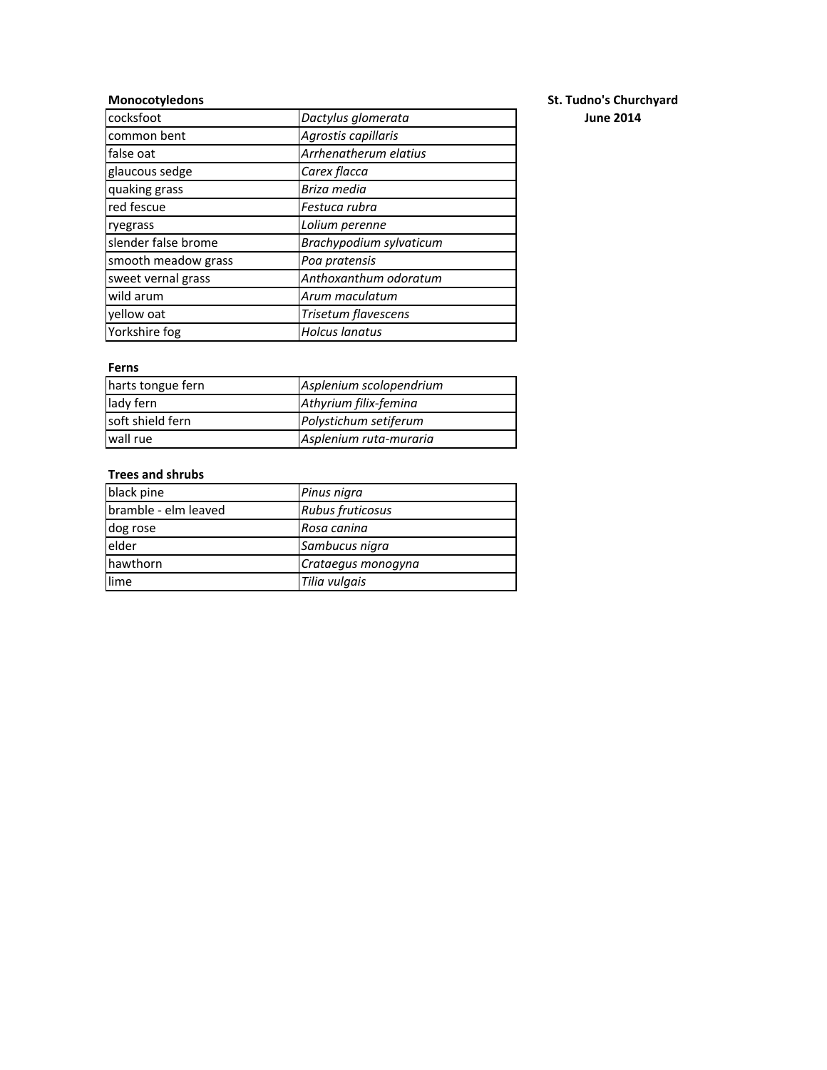**St. Tudno's Churchyard**
**June 2014**

**Monocotyledons**

| | |
|---|---|
| cocksfoot | *Dactylus glomerata* |
| common bent | *Agrostis capillaris* |
| false oat | *Arrhenatherum elatius* |
| glaucous sedge | *Carex flacca* |
| quaking grass | *Briza media* |
| red fescue | *Festuca rubra* |
| ryegrass | *Lolium perenne* |
| slender false brome | *Brachypodium sylvaticum* |
| smooth meadow grass | *Poa pratensis* |
| sweet vernal grass | *Anthoxanthum odoratum* |
| wild arum | *Arum maculatum* |
| yellow oat | *Trisetum flavescens* |
| Yorkshire fog | *Holcus lanatus* |

**Ferns**

| | |
|---|---|
| harts tongue fern | *Asplenium scolopendrium* |
| lady fern | *Athyrium filix-femina* |
| soft shield fern | *Polystichum setiferum* |
| wall rue | *Asplenium ruta-muraria* |

**Trees and shrubs**

| | |
|---|---|
| black pine | *Pinus nigra* |
| bramble - elm leaved | *Rubus fruticosus* |
| dog rose | *Rosa canina* |
| elder | *Sambucus nigra* |
| hawthorn | *Crataegus monogyna* |
| lime | *Tilia vulgais* |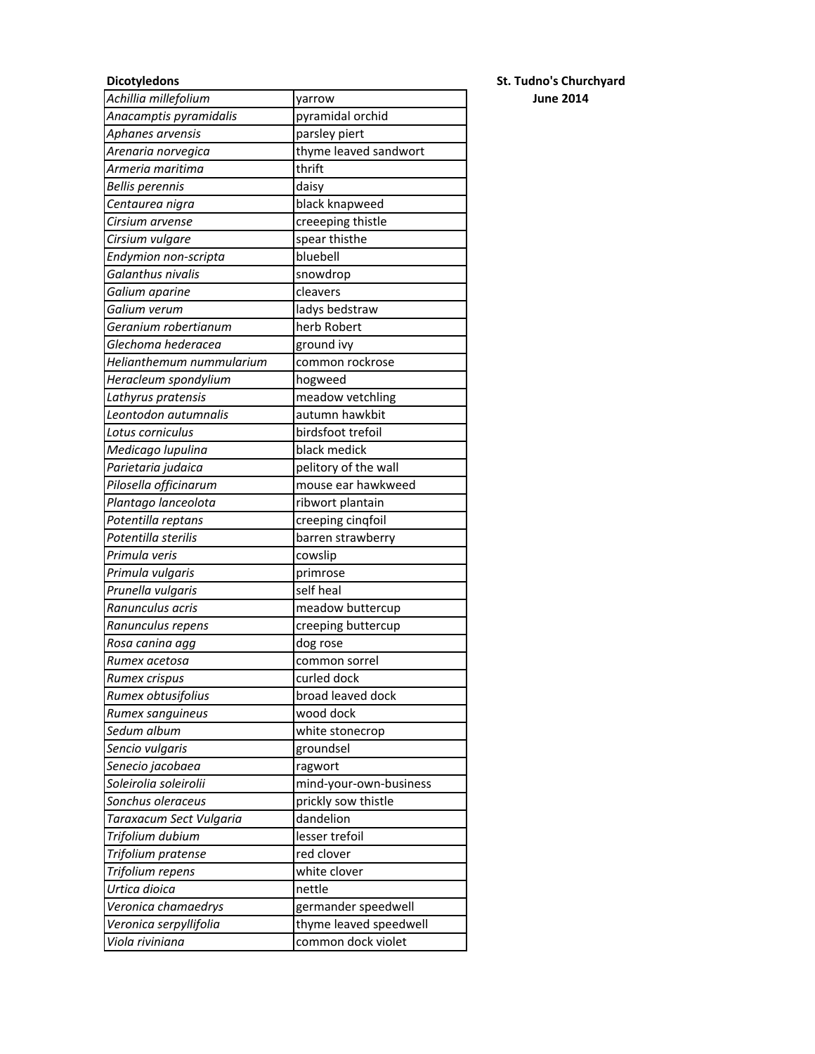**St. Tudno's Churchyard**
**June 2014**

**Dicotyledons**

| | |
|---|---|
| *Achillia millefolium* | yarrow |
| *Anacamptis pyramidalis* | pyramidal orchid |
| *Aphanes arvensis* | parsley piert |
| *Arenaria norvegica* | thyme leaved sandwort |
| *Armeria maritima* | thrift |
| *Bellis perennis* | daisy |
| *Centaurea nigra* | black knapweed |
| *Cirsium arvense* | creeeping thistle |
| *Cirsium vulgare* | spear thisthe |
| *Endymion non-scripta* | bluebell |
| *Galanthus nivalis* | snowdrop |
| *Galium aparine* | cleavers |
| *Galium verum* | ladys bedstraw |
| *Geranium robertianum* | herb Robert |
| *Glechoma hederacea* | ground ivy |
| *Helianthemum nummularium* | common rockrose |
| *Heracleum spondylium* | hogweed |
| *Lathyrus pratensis* | meadow vetchling |
| *Leontodon autumnalis* | autumn hawkbit |
| *Lotus corniculus* | birdsfoot trefoil |
| *Medicago lupulina* | black medick |
| *Parietaria judaica* | pelitory of the wall |
| *Pilosella officinarum* | mouse ear hawkweed |
| *Plantago lanceolota* | ribwort plantain |
| *Potentilla reptans* | creeping cinqfoil |
| *Potentilla sterilis* | barren strawberry |
| *Primula veris* | cowslip |
| *Primula vulgaris* | primrose |
| *Prunella vulgaris* | self heal |
| *Ranunculus acris* | meadow buttercup |
| *Ranunculus repens* | creeping buttercup |
| *Rosa canina agg* | dog rose |
| *Rumex acetosa* | common sorrel |
| *Rumex crispus* | curled dock |
| *Rumex obtusifolius* | broad leaved dock |
| *Rumex sanguineus* | wood dock |
| *Sedum album* | white stonecrop |
| *Sencio vulgaris* | groundsel |
| *Senecio jacobaea* | ragwort |
| *Soleirolia soleirolii* | mind-your-own-business |
| *Sonchus oleraceus* | prickly sow thistle |
| *Taraxacum Sect Vulgaria* | dandelion |
| *Trifolium dubium* | lesser trefoil |
| *Trifolium pratense* | red clover |
| *Trifolium repens* | white clover |
| *Urtica dioica* | nettle |
| *Veronica chamaedrys* | germander speedwell |
| *Veronica serpyllifolia* | thyme leaved speedwell |
| *Viola riviniana* | common dock violet |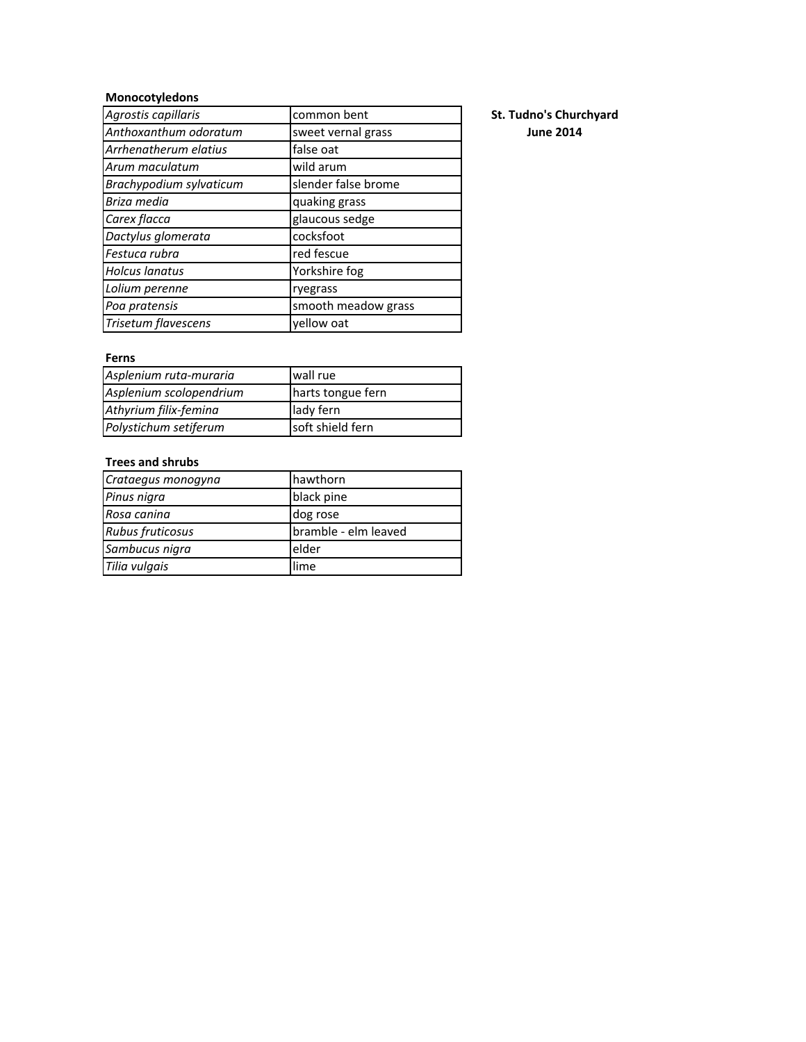**St. Tudno's Churchyard**
**June 2014**

**Monocotyledons**

| | |
|---|---|
| *Agrostis capillaris* | common bent |
| *Anthoxanthum odoratum* | sweet vernal grass |
| *Arrhenatherum elatius* | false oat |
| *Arum maculatum* | wild arum |
| *Brachypodium sylvaticum* | slender false brome |
| *Briza media* | quaking grass |
| *Carex flacca* | glaucous sedge |
| *Dactylus glomerata* | cocksfoot |
| *Festuca rubra* | red fescue |
| *Holcus lanatus* | Yorkshire fog |
| *Lolium perenne* | ryegrass |
| *Poa pratensis* | smooth meadow grass |
| *Trisetum flavescens* | yellow oat |

**Ferns**

| | |
|---|---|
| *Asplenium ruta-muraria* | wall rue |
| *Asplenium scolopendrium* | harts tongue fern |
| *Athyrium filix-femina* | lady fern |
| *Polystichum setiferum* | soft shield fern |

**Trees and shrubs**

| | |
|---|---|
| *Crataegus monogyna* | hawthorn |
| *Pinus nigra* | black pine |
| *Rosa canina* | dog rose |
| *Rubus fruticosus* | bramble - elm leaved |
| *Sambucus nigra* | elder |
| *Tilia vulgais* | lime |